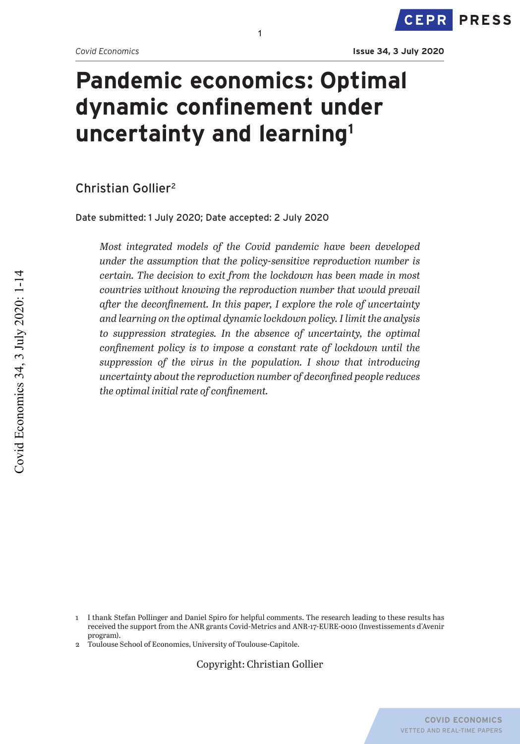# Pandemic economics: Optimal dynamic confinement under uncertainty and learning[1]

Christian Gollier[2]

Date submitted: 1 July 2020; Date accepted: 2 July 2020

*Most integrated models of the Covid pandemic have been developed under the assumption that the policy-sensitive reproduction number is certain. The decision to exit from the lockdown has been made in most countries without knowing the reproduction number that would prevail after the deconfinement. In this paper, I explore the role of uncertainty and learning on the optimal dynamic lockdown policy. I limit the analysis to suppression strategies. In the absence of uncertainty, the optimal confinement policy is to impose a constant rate of lockdown until the suppression of the virus in the population. I show that introducing uncertainty about the reproduction number of deconfined people reduces the optimal initial rate of confinement.*

1 I thank Stefan Pollinger and Daniel Spiro for helpful comments. The research leading to these results has received the support from the ANR grants Covid-Metrics and ANR-17-EURE-0010 (Investissements d'Avenir program).

2 Toulouse School of Economics, University of Toulouse-Capitole.

Copyright: Christian Gollier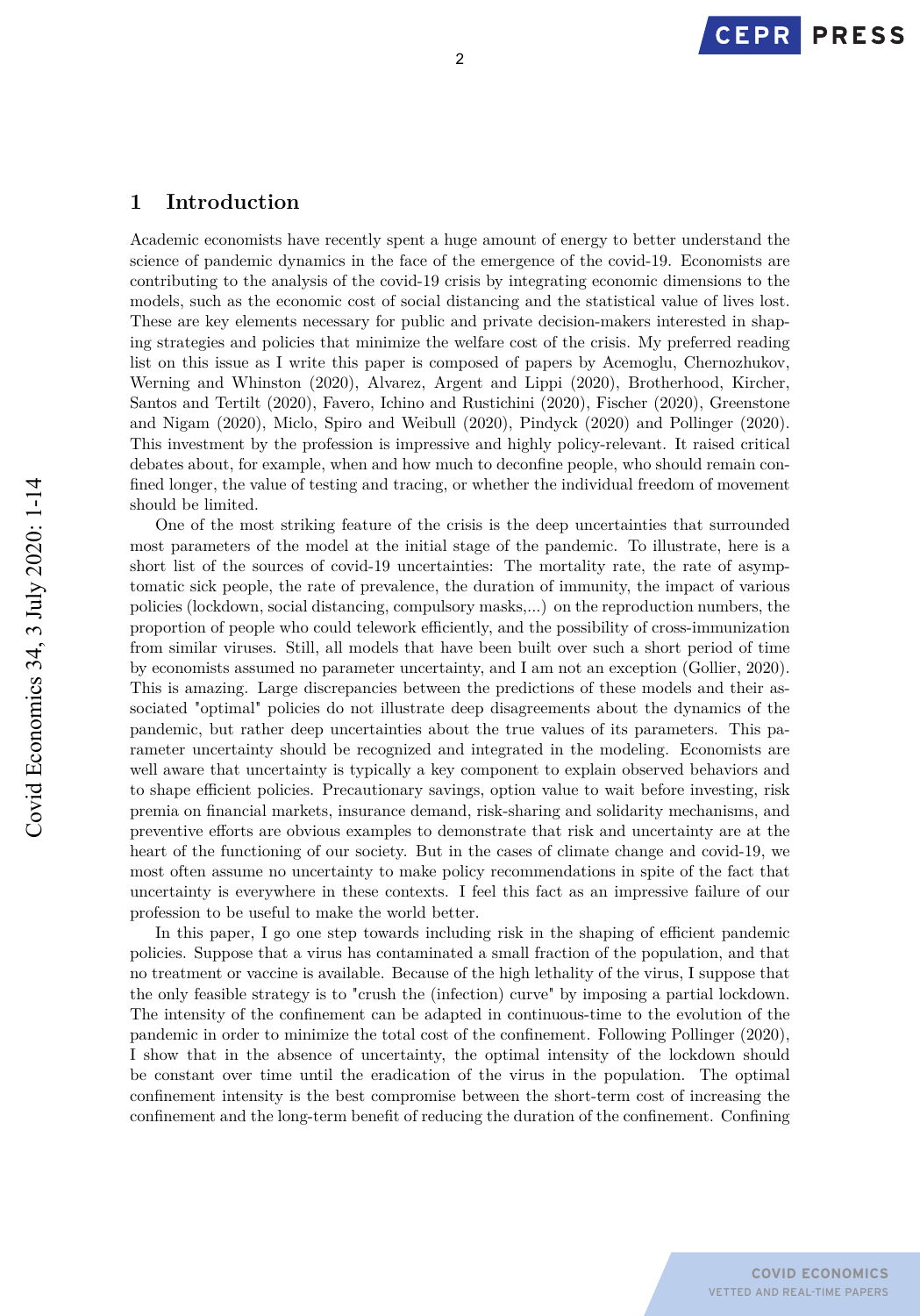## 1 Introduction

Academic economists have recently spent a huge amount of energy to better understand the science of pandemic dynamics in the face of the emergence of the covid-19. Economists are contributing to the analysis of the covid-19 crisis by integrating economic dimensions to the models, such as the economic cost of social distancing and the statistical value of lives lost. These are key elements necessary for public and private decision-makers interested in shaping strategies and policies that minimize the welfare cost of the crisis. My preferred reading list on this issue as I write this paper is composed of papers by Acemoglu, Chernozhukov, Werning and Whinston (2020), Alvarez, Argent and Lippi (2020), Brotherhood, Kircher, Santos and Tertilt (2020), Favero, Ichino and Rustichini (2020), Fischer (2020), Greenstone and Nigam (2020), Miclo, Spiro and Weibull (2020), Pindyck (2020) and Pollinger (2020). This investment by the profession is impressive and highly policy-relevant. It raised critical debates about, for example, when and how much to deconfine people, who should remain confined longer, the value of testing and tracing, or whether the individual freedom of movement should be limited.

One of the most striking feature of the crisis is the deep uncertainties that surrounded most parameters of the model at the initial stage of the pandemic. To illustrate, here is a short list of the sources of covid-19 uncertainties: The mortality rate, the rate of asymptomatic sick people, the rate of prevalence, the duration of immunity, the impact of various policies (lockdown, social distancing, compulsory masks,...) on the reproduction numbers, the proportion of people who could telework efficiently, and the possibility of cross-immunization from similar viruses. Still, all models that have been built over such a short period of time by economists assumed no parameter uncertainty, and I am not an exception (Gollier, 2020). This is amazing. Large discrepancies between the predictions of these models and their associated "optimal" policies do not illustrate deep disagreements about the dynamics of the pandemic, but rather deep uncertainties about the true values of its parameters. This parameter uncertainty should be recognized and integrated in the modeling. Economists are well aware that uncertainty is typically a key component to explain observed behaviors and to shape efficient policies. Precautionary savings, option value to wait before investing, risk premia on financial markets, insurance demand, risk-sharing and solidarity mechanisms, and preventive efforts are obvious examples to demonstrate that risk and uncertainty are at the heart of the functioning of our society. But in the cases of climate change and covid-19, we most often assume no uncertainty to make policy recommendations in spite of the fact that uncertainty is everywhere in these contexts. I feel this fact as an impressive failure of our profession to be useful to make the world better.

In this paper, I go one step towards including risk in the shaping of efficient pandemic policies. Suppose that a virus has contaminated a small fraction of the population, and that no treatment or vaccine is available. Because of the high lethality of the virus, I suppose that the only feasible strategy is to "crush the (infection) curve" by imposing a partial lockdown. The intensity of the confinement can be adapted in continuous-time to the evolution of the pandemic in order to minimize the total cost of the confinement. Following Pollinger (2020), I show that in the absence of uncertainty, the optimal intensity of the lockdown should be constant over time until the eradication of the virus in the population. The optimal confinement intensity is the best compromise between the short-term cost of increasing the confinement and the long-term benefit of reducing the duration of the confinement. Confining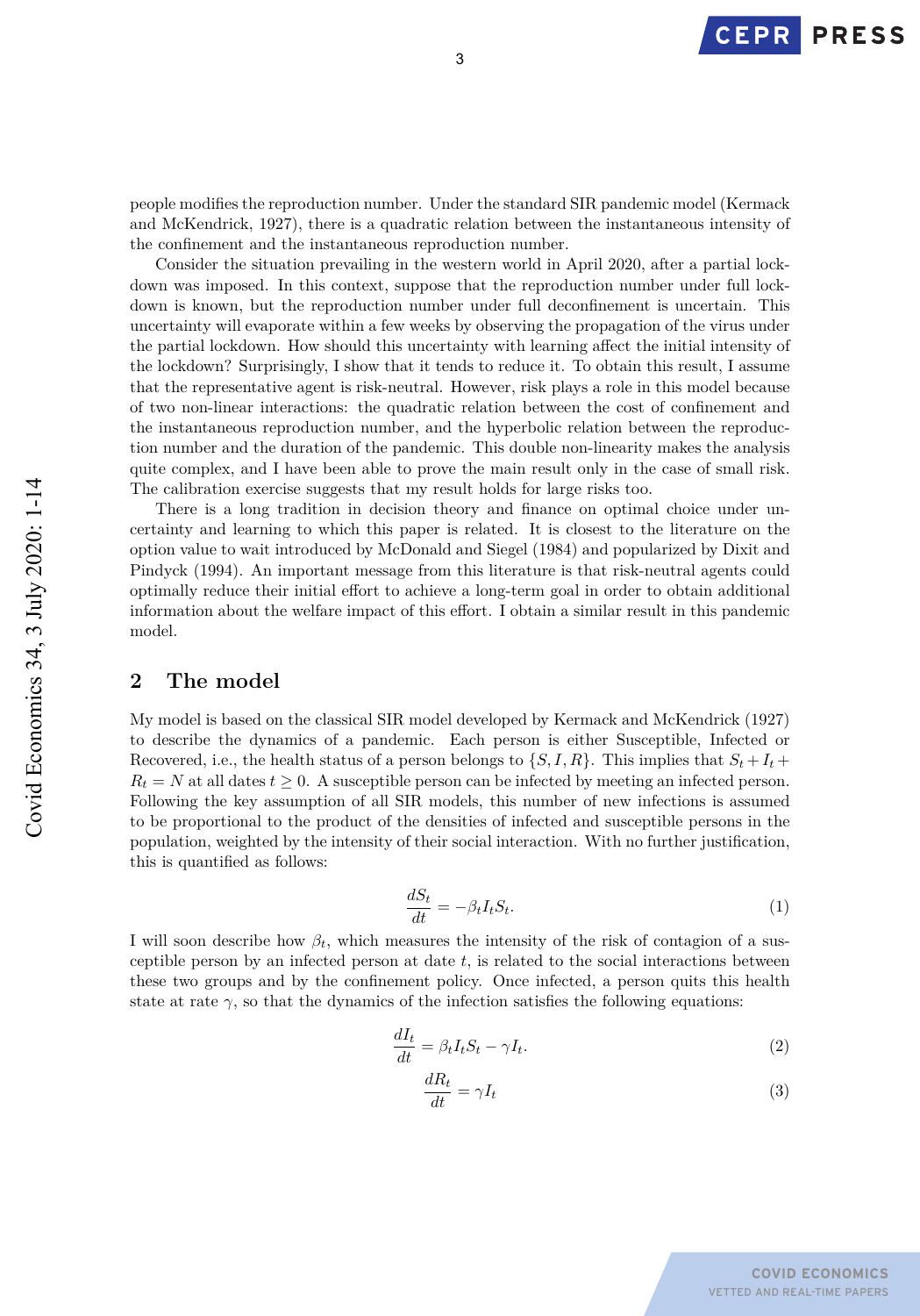people modifies the reproduction number. Under the standard SIR pandemic model (Kermack and McKendrick, 1927), there is a quadratic relation between the instantaneous intensity of the confinement and the instantaneous reproduction number.

Consider the situation prevailing in the western world in April 2020, after a partial lockdown was imposed. In this context, suppose that the reproduction number under full lockdown is known, but the reproduction number under full deconfinement is uncertain. This uncertainty will evaporate within a few weeks by observing the propagation of the virus under the partial lockdown. How should this uncertainty with learning affect the initial intensity of the lockdown? Surprisingly, I show that it tends to reduce it. To obtain this result, I assume that the representative agent is risk-neutral. However, risk plays a role in this model because of two non-linear interactions: the quadratic relation between the cost of confinement and the instantaneous reproduction number, and the hyperbolic relation between the reproduction number and the duration of the pandemic. This double non-linearity makes the analysis quite complex, and I have been able to prove the main result only in the case of small risk. The calibration exercise suggests that my result holds for large risks too.

There is a long tradition in decision theory and finance on optimal choice under uncertainty and learning to which this paper is related. It is closest to the literature on the option value to wait introduced by McDonald and Siegel (1984) and popularized by Dixit and Pindyck (1994). An important message from this literature is that risk-neutral agents could optimally reduce their initial effort to achieve a long-term goal in order to obtain additional information about the welfare impact of this effort. I obtain a similar result in this pandemic model.

## 2 The model

My model is based on the classical SIR model developed by Kermack and McKendrick (1927) to describe the dynamics of a pandemic. Each person is either Susceptible, Infected or Recovered, i.e., the health status of a person belongs to $\{S, I, R\}$. This implies that $S_t + I_t + R_t = N$ at all dates $t \geq 0$. A susceptible person can be infected by meeting an infected person. Following the key assumption of all SIR models, this number of new infections is assumed to be proportional to the product of the densities of infected and susceptible persons in the population, weighted by the intensity of their social interaction. With no further justification, this is quantified as follows:

$$\frac{dS_t}{dt} = -\beta_t I_t S_t. \tag{1}$$

I will soon describe how $\beta_t$, which measures the intensity of the risk of contagion of a susceptible person by an infected person at date $t$, is related to the social interactions between these two groups and by the confinement policy. Once infected, a person quits this health state at rate $\gamma$, so that the dynamics of the infection satisfies the following equations:

$$\frac{dI_t}{dt} = \beta_t I_t S_t - \gamma I_t. \tag{2}$$

$$\frac{dR_t}{dt} = \gamma I_t \tag{3}$$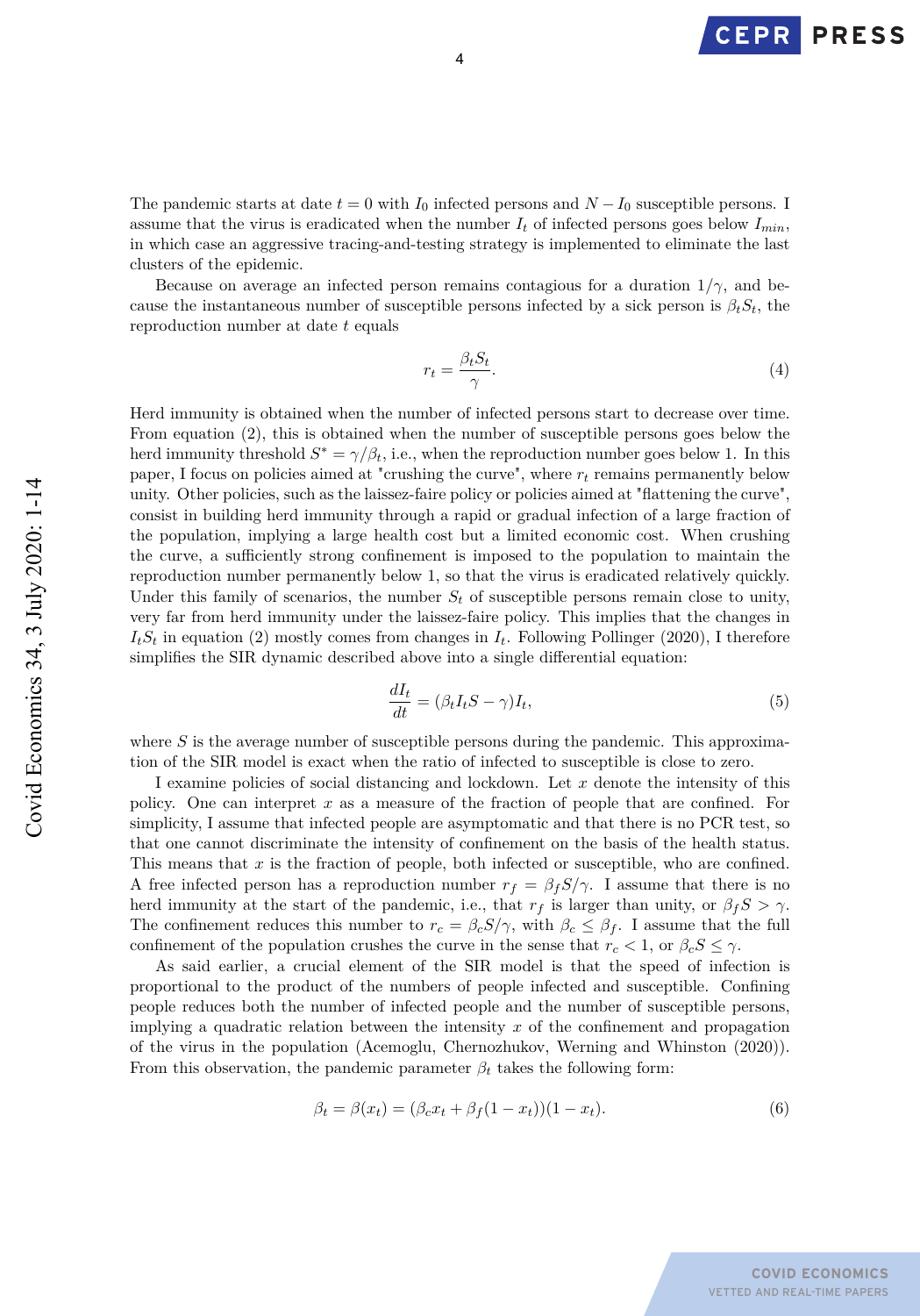The pandemic starts at date $t = 0$ with $I_0$ infected persons and $N - I_0$ susceptible persons. I assume that the virus is eradicated when the number $I_t$ of infected persons goes below $I_{min}$, in which case an aggressive tracing-and-testing strategy is implemented to eliminate the last clusters of the epidemic.

Because on average an infected person remains contagious for a duration $1/\gamma$, and because the instantaneous number of susceptible persons infected by a sick person is $\beta_t S_t$, the reproduction number at date $t$ equals

$$r_t = \frac{\beta_t S_t}{\gamma}. \tag{4}$$

Herd immunity is obtained when the number of infected persons start to decrease over time. From equation (2), this is obtained when the number of susceptible persons goes below the herd immunity threshold $S^* = \gamma/\beta_t$, i.e., when the reproduction number goes below 1. In this paper, I focus on policies aimed at "crushing the curve", where $r_t$ remains permanently below unity. Other policies, such as the laissez-faire policy or policies aimed at "flattening the curve", consist in building herd immunity through a rapid or gradual infection of a large fraction of the population, implying a large health cost but a limited economic cost. When crushing the curve, a sufficiently strong confinement is imposed to the population to maintain the reproduction number permanently below 1, so that the virus is eradicated relatively quickly. Under this family of scenarios, the number $S_t$ of susceptible persons remain close to unity, very far from herd immunity under the laissez-faire policy. This implies that the changes in $I_t S_t$ in equation (2) mostly comes from changes in $I_t$. Following Pollinger (2020), I therefore simplifies the SIR dynamic described above into a single differential equation:

$$\frac{dI_t}{dt} = (\beta_t I_t S - \gamma) I_t, \tag{5}$$

where $S$ is the average number of susceptible persons during the pandemic. This approximation of the SIR model is exact when the ratio of infected to susceptible is close to zero.

I examine policies of social distancing and lockdown. Let $x$ denote the intensity of this policy. One can interpret $x$ as a measure of the fraction of people that are confined. For simplicity, I assume that infected people are asymptomatic and that there is no PCR test, so that one cannot discriminate the intensity of confinement on the basis of the health status. This means that $x$ is the fraction of people, both infected or susceptible, who are confined. A free infected person has a reproduction number $r_f = \beta_f S/\gamma$. I assume that there is no herd immunity at the start of the pandemic, i.e., that $r_f$ is larger than unity, or $\beta_f S > \gamma$. The confinement reduces this number to $r_c = \beta_c S/\gamma$, with $\beta_c \leq \beta_f$. I assume that the full confinement of the population crushes the curve in the sense that $r_c < 1$, or $\beta_c S \leq \gamma$.

As said earlier, a crucial element of the SIR model is that the speed of infection is proportional to the product of the numbers of people infected and susceptible. Confining people reduces both the number of infected people and the number of susceptible persons, implying a quadratic relation between the intensity $x$ of the confinement and propagation of the virus in the population (Acemoglu, Chernozhukov, Werning and Whinston (2020)). From this observation, the pandemic parameter $\beta_t$ takes the following form:

$$\beta_t = \beta(x_t) = (\beta_c x_t + \beta_f(1 - x_t))(1 - x_t). \tag{6}$$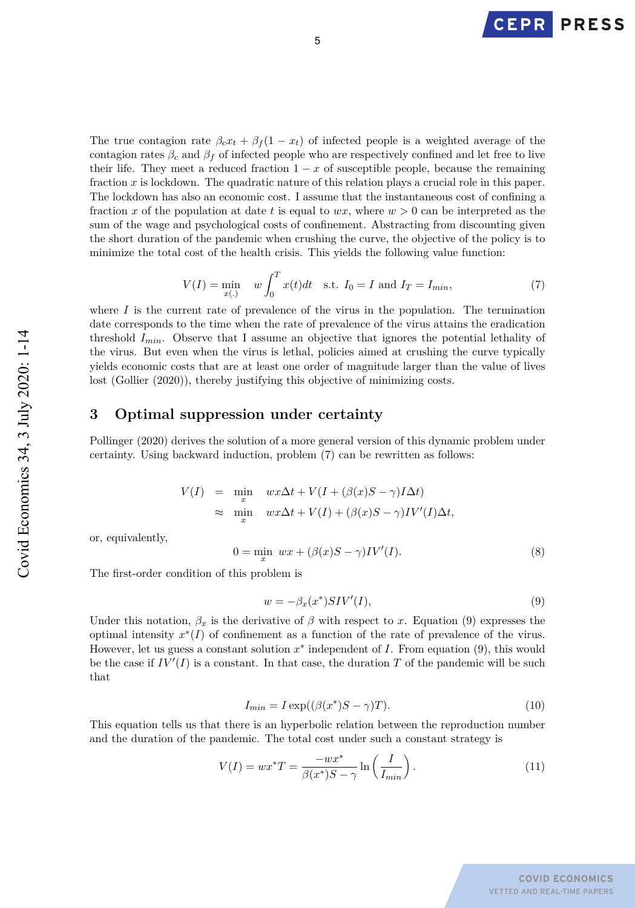The true contagion rate $\beta_c x_t + \beta_f(1 - x_t)$ of infected people is a weighted average of the contagion rates $\beta_c$ and $\beta_f$ of infected people who are respectively confined and let free to live their life. They meet a reduced fraction $1 - x$ of susceptible people, because the remaining fraction $x$ is lockdown. The quadratic nature of this relation plays a crucial role in this paper. The lockdown has also an economic cost. I assume that the instantaneous cost of confining a fraction $x$ of the population at date $t$ is equal to $wx$, where $w > 0$ can be interpreted as the sum of the wage and psychological costs of confinement. Abstracting from discounting given the short duration of the pandemic when crushing the curve, the objective of the policy is to minimize the total cost of the health crisis. This yields the following value function:

$$V(I) = \min_{x(.)} \quad w \int_0^T x(t)dt \quad \text{s.t. } I_0 = I \text{ and } I_T = I_{min}, \tag{7}$$

where $I$ is the current rate of prevalence of the virus in the population. The termination date corresponds to the time when the rate of prevalence of the virus attains the eradication threshold $I_{min}$. Observe that I assume an objective that ignores the potential lethality of the virus. But even when the virus is lethal, policies aimed at crushing the curve typically yields economic costs that are at least one order of magnitude larger than the value of lives lost (Gollier (2020)), thereby justifying this objective of minimizing costs.

## 3 Optimal suppression under certainty

Pollinger (2020) derives the solution of a more general version of this dynamic problem under certainty. Using backward induction, problem (7) can be rewritten as follows:

$$\begin{aligned} V(I) &= \min_x \quad wx\Delta t + V(I + (\beta(x)S - \gamma)I\Delta t) \\ &\approx \min_x \quad wx\Delta t + V(I) + (\beta(x)S - \gamma)IV'(I)\Delta t, \end{aligned}$$

or, equivalently,

$$0 = \min_x \ wx + (\beta(x)S - \gamma)IV'(I). \tag{8}$$

The first-order condition of this problem is

$$w = -\beta_x(x^*)SIV'(I), \tag{9}$$

Under this notation, $\beta_x$ is the derivative of $\beta$ with respect to $x$. Equation (9) expresses the optimal intensity $x^*(I)$ of confinement as a function of the rate of prevalence of the virus. However, let us guess a constant solution $x^*$ independent of $I$. From equation (9), this would be the case if $IV'(I)$ is a constant. In that case, the duration $T$ of the pandemic will be such that

$$I_{min} = I\exp((\beta(x^*)S - \gamma)T). \tag{10}$$

This equation tells us that there is an hyperbolic relation between the reproduction number and the duration of the pandemic. The total cost under such a constant strategy is

$$V(I) = wx^*T = \frac{-wx^*}{\beta(x^*)S - \gamma}\ln\left(\frac{I}{I_{min}}\right). \tag{11}$$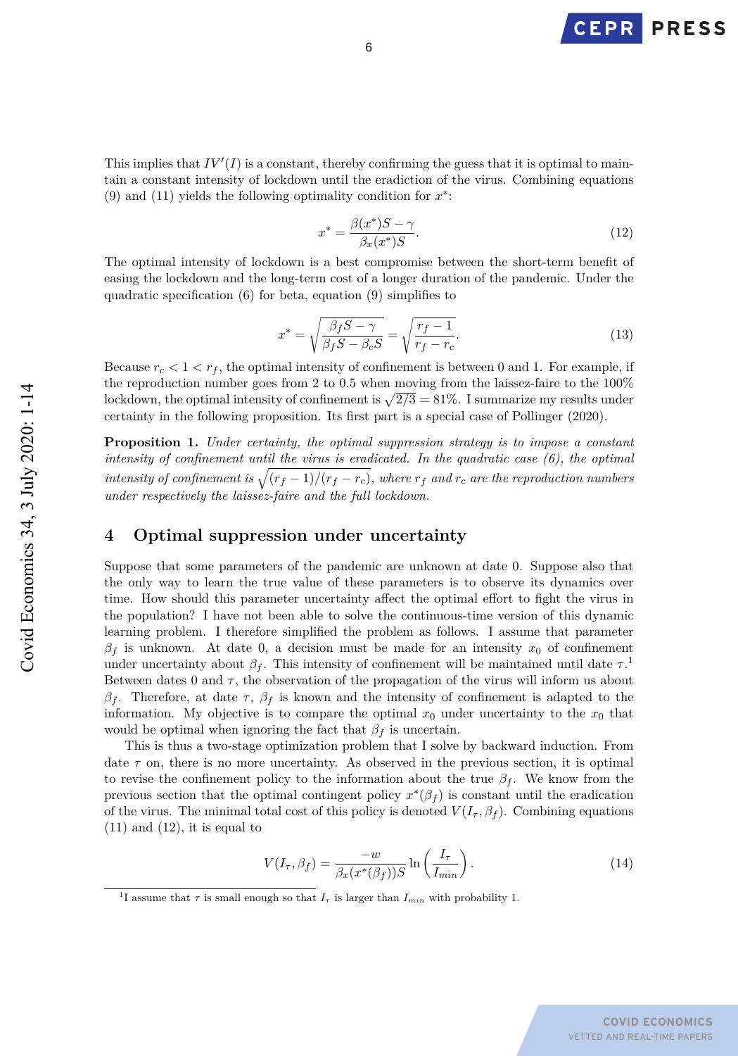This implies that $IV'(I)$ is a constant, thereby confirming the guess that it is optimal to maintain a constant intensity of lockdown until the eradiction of the virus. Combining equations (9) and (11) yields the following optimality condition for $x^*$:

$$x^* = \frac{\beta(x^*)S - \gamma}{\beta_x(x^*)S}. \tag{12}$$

The optimal intensity of lockdown is a best compromise between the short-term benefit of easing the lockdown and the long-term cost of a longer duration of the pandemic. Under the quadratic specification (6) for beta, equation (9) simplifies to

$$x^* = \sqrt{\frac{\beta_f S - \gamma}{\beta_f S - \beta_c S}} = \sqrt{\frac{r_f - 1}{r_f - r_c}}. \tag{13}$$

Because $r_c < 1 < r_f$, the optimal intensity of confinement is between 0 and 1. For example, if the reproduction number goes from 2 to 0.5 when moving from the laissez-faire to the 100% lockdown, the optimal intensity of confinement is $\sqrt{2/3} = 81\%$. I summarize my results under certainty in the following proposition. Its first part is a special case of Pollinger (2020).

**Proposition 1.** *Under certainty, the optimal suppression strategy is to impose a constant intensity of confinement until the virus is eradicated. In the quadratic case (6), the optimal intensity of confinement is $\sqrt{(r_f - 1)/(r_f - r_c)}$, where $r_f$ and $r_c$ are the reproduction numbers under respectively the laissez-faire and the full lockdown.*

## 4 Optimal suppression under uncertainty

Suppose that some parameters of the pandemic are unknown at date 0. Suppose also that the only way to learn the true value of these parameters is to observe its dynamics over time. How should this parameter uncertainty affect the optimal effort to fight the virus in the population? I have not been able to solve the continuous-time version of this dynamic learning problem. I therefore simplified the problem as follows. I assume that parameter $\beta_f$ is unknown. At date 0, a decision must be made for an intensity $x_0$ of confinement under uncertainty about $\beta_f$. This intensity of confinement will be maintained until date $\tau$.[1] Between dates 0 and $\tau$, the observation of the propagation of the virus will inform us about $\beta_f$. Therefore, at date $\tau$, $\beta_f$ is known and the intensity of confinement is adapted to the information. My objective is to compare the optimal $x_0$ under uncertainty to the $x_0$ that would be optimal when ignoring the fact that $\beta_f$ is uncertain.

This is thus a two-stage optimization problem that I solve by backward induction. From date $\tau$ on, there is no more uncertainty. As observed in the previous section, it is optimal to revise the confinement policy to the information about the true $\beta_f$. We know from the previous section that the optimal contingent policy $x^*(\beta_f)$ is constant until the eradication of the virus. The minimal total cost of this policy is denoted $V(I_\tau, \beta_f)$. Combining equations (11) and (12), it is equal to

$$V(I_\tau, \beta_f) = \frac{-w}{\beta_x(x^*(\beta_f))S} \ln\left(\frac{I_\tau}{I_{min}}\right). \tag{14}$$

[1] I assume that $\tau$ is small enough so that $I_\tau$ is larger than $I_{min}$ with probability 1.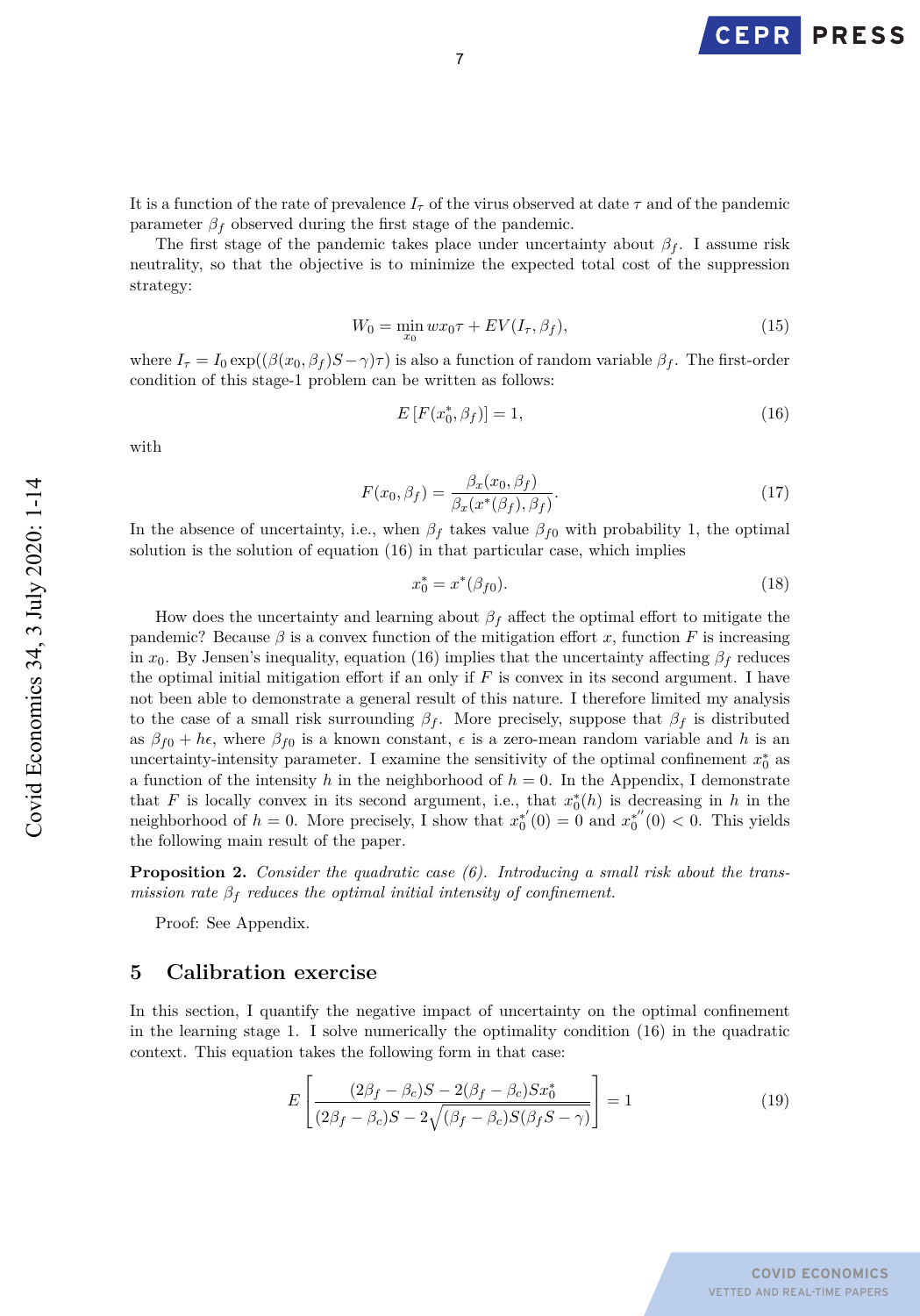It is a function of the rate of prevalence $I_\tau$ of the virus observed at date $\tau$ and of the pandemic parameter $\beta_f$ observed during the first stage of the pandemic.

The first stage of the pandemic takes place under uncertainty about $\beta_f$. I assume risk neutrality, so that the objective is to minimize the expected total cost of the suppression strategy:

$$W_0 = \min_{x_0} wx_0\tau + EV(I_\tau, \beta_f), \tag{15}$$

where $I_\tau = I_0 \exp((\beta(x_0, \beta_f)S - \gamma)\tau)$ is also a function of random variable $\beta_f$. The first-order condition of this stage-1 problem can be written as follows:

$$E\left[F(x_0^*, \beta_f)\right] = 1, \tag{16}$$

with

$$F(x_0, \beta_f) = \frac{\beta_x(x_0, \beta_f)}{\beta_x(x^*(\beta_f), \beta_f)}. \tag{17}$$

In the absence of uncertainty, i.e., when $\beta_f$ takes value $\beta_{f0}$ with probability 1, the optimal solution is the solution of equation (16) in that particular case, which implies

$$x_0^* = x^*(\beta_{f0}). \tag{18}$$

How does the uncertainty and learning about $\beta_f$ affect the optimal effort to mitigate the pandemic? Because $\beta$ is a convex function of the mitigation effort $x$, function $F$ is increasing in $x_0$. By Jensen's inequality, equation (16) implies that the uncertainty affecting $\beta_f$ reduces the optimal initial mitigation effort if an only if $F$ is convex in its second argument. I have not been able to demonstrate a general result of this nature. I therefore limited my analysis to the case of a small risk surrounding $\beta_f$. More precisely, suppose that $\beta_f$ is distributed as $\beta_{f0} + h\epsilon$, where $\beta_{f0}$ is a known constant, $\epsilon$ is a zero-mean random variable and $h$ is an uncertainty-intensity parameter. I examine the sensitivity of the optimal confinement $x_0^*$ as a function of the intensity $h$ in the neighborhood of $h = 0$. In the Appendix, I demonstrate that $F$ is locally convex in its second argument, i.e., that $x_0^*(h)$ is decreasing in $h$ in the neighborhood of $h = 0$. More precisely, I show that $x_0^{*'}(0) = 0$ and $x_0^{*''}(0) < 0$. This yields the following main result of the paper.

**Proposition 2.** *Consider the quadratic case (6). Introducing a small risk about the transmission rate $\beta_f$ reduces the optimal initial intensity of confinement.*

Proof: See Appendix.

## 5 Calibration exercise

In this section, I quantify the negative impact of uncertainty on the optimal confinement in the learning stage 1. I solve numerically the optimality condition (16) in the quadratic context. This equation takes the following form in that case:

$$E\left[\frac{(2\beta_f - \beta_c)S - 2(\beta_f - \beta_c)Sx_0^*}{(2\beta_f - \beta_c)S - 2\sqrt{(\beta_f - \beta_c)S(\beta_f S - \gamma)}}\right] = 1 \tag{19}$$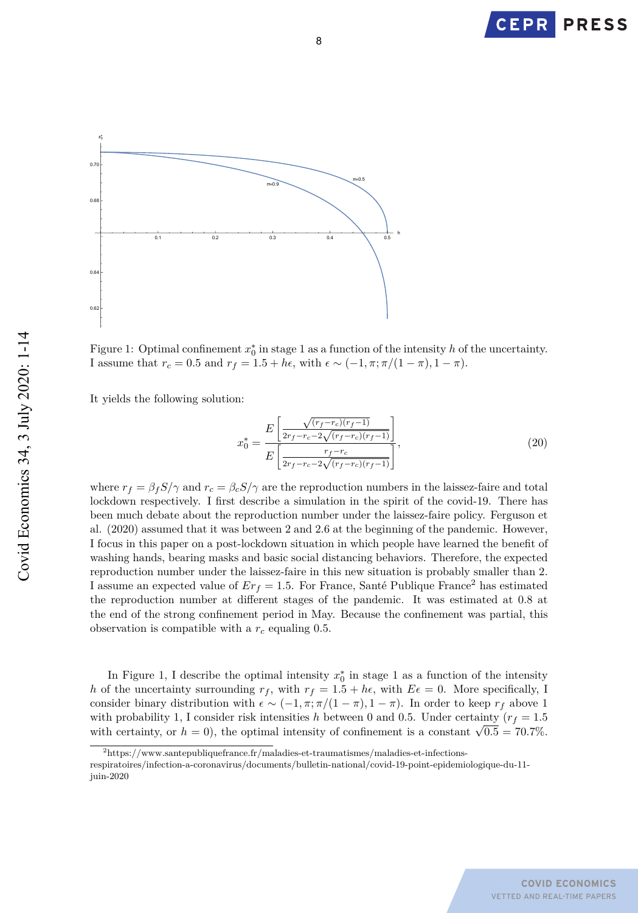Figure 1: Optimal confinement $x_0^*$ in stage 1 as a function of the intensity $h$ of the uncertainty. I assume that $r_c = 0.5$ and $r_f = 1.5 + h\epsilon$, with $\epsilon \sim (-1, \pi; \pi/(1-\pi), 1-\pi)$.

It yields the following solution:

$$x_0^* = \frac{E\left[\frac{\sqrt{(r_f - r_c)(r_f - 1)}}{2r_f - r_c - 2\sqrt{(r_f - r_c)(r_f - 1)}}\right]}{E\left[\frac{r_f - r_c}{2r_f - r_c - 2\sqrt{(r_f - r_c)(r_f - 1)}}\right]}, \tag{20}$$

where $r_f = \beta_f S/\gamma$ and $r_c = \beta_c S/\gamma$ are the reproduction numbers in the laissez-faire and total lockdown respectively. I first describe a simulation in the spirit of the covid-19. There has been much debate about the reproduction number under the laissez-faire policy. Ferguson et al. (2020) assumed that it was between 2 and 2.6 at the beginning of the pandemic. However, I focus in this paper on a post-lockdown situation in which people have learned the benefit of washing hands, bearing masks and basic social distancing behaviors. Therefore, the expected reproduction number under the laissez-faire in this new situation is probably smaller than 2. I assume an expected value of $Er_f = 1.5$. For France, Santé Publique France[2] has estimated the reproduction number at different stages of the pandemic. It was estimated at 0.8 at the end of the strong confinement period in May. Because the confinement was partial, this observation is compatible with a $r_c$ equaling 0.5.

In Figure 1, I describe the optimal intensity $x_0^*$ in stage 1 as a function of the intensity $h$ of the uncertainty surrounding $r_f$, with $r_f = 1.5 + h\epsilon$, with $E\epsilon = 0$. More specifically, I consider binary distribution with $\epsilon \sim (-1, \pi; \pi/(1-\pi), 1-\pi)$. In order to keep $r_f$ above 1 with probability 1, I consider risk intensities $h$ between 0 and 0.5. Under certainty ($r_f = 1.5$ with certainty, or $h = 0$), the optimal intensity of confinement is a constant $\sqrt{0.5} = 70.7\%$.

[2] https://www.santepubliquefrance.fr/maladies-et-traumatismes/maladies-et-infections-respiratoires/infection-a-coronavirus/documents/bulletin-national/covid-19-point-epidemiologique-du-11-juin-2020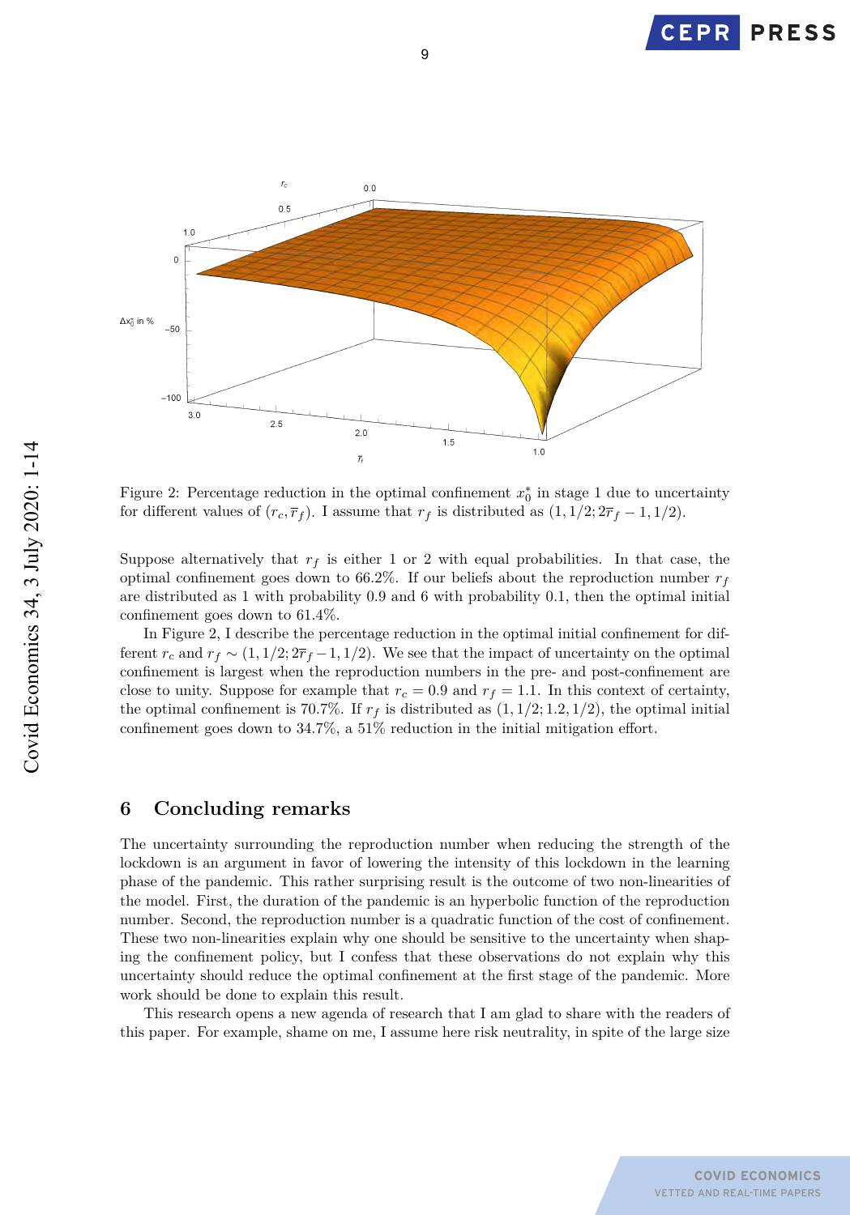Figure 2: Percentage reduction in the optimal confinement $x_0^*$ in stage 1 due to uncertainty for different values of $(r_c, \overline{r}_f)$. I assume that $r_f$ is distributed as $(1, 1/2; 2\overline{r}_f - 1, 1/2)$.

Suppose alternatively that $r_f$ is either 1 or 2 with equal probabilities. In that case, the optimal confinement goes down to 66.2%. If our beliefs about the reproduction number $r_f$ are distributed as 1 with probability 0.9 and 6 with probability 0.1, then the optimal initial confinement goes down to 61.4%.

In Figure 2, I describe the percentage reduction in the optimal initial confinement for different $r_c$ and $r_f \sim (1, 1/2; 2\overline{r}_f - 1, 1/2)$. We see that the impact of uncertainty on the optimal confinement is largest when the reproduction numbers in the pre- and post-confinement are close to unity. Suppose for example that $r_c = 0.9$ and $r_f = 1.1$. In this context of certainty, the optimal confinement is 70.7%. If $r_f$ is distributed as $(1, 1/2; 1.2, 1/2)$, the optimal initial confinement goes down to 34.7%, a 51% reduction in the initial mitigation effort.

## 6 Concluding remarks

The uncertainty surrounding the reproduction number when reducing the strength of the lockdown is an argument in favor of lowering the intensity of this lockdown in the learning phase of the pandemic. This rather surprising result is the outcome of two non-linearities of the model. First, the duration of the pandemic is an hyperbolic function of the reproduction number. Second, the reproduction number is a quadratic function of the cost of confinement. These two non-linearities explain why one should be sensitive to the uncertainty when shaping the confinement policy, but I confess that these observations do not explain why this uncertainty should reduce the optimal confinement at the first stage of the pandemic. More work should be done to explain this result.

This research opens a new agenda of research that I am glad to share with the readers of this paper. For example, shame on me, I assume here risk neutrality, in spite of the large size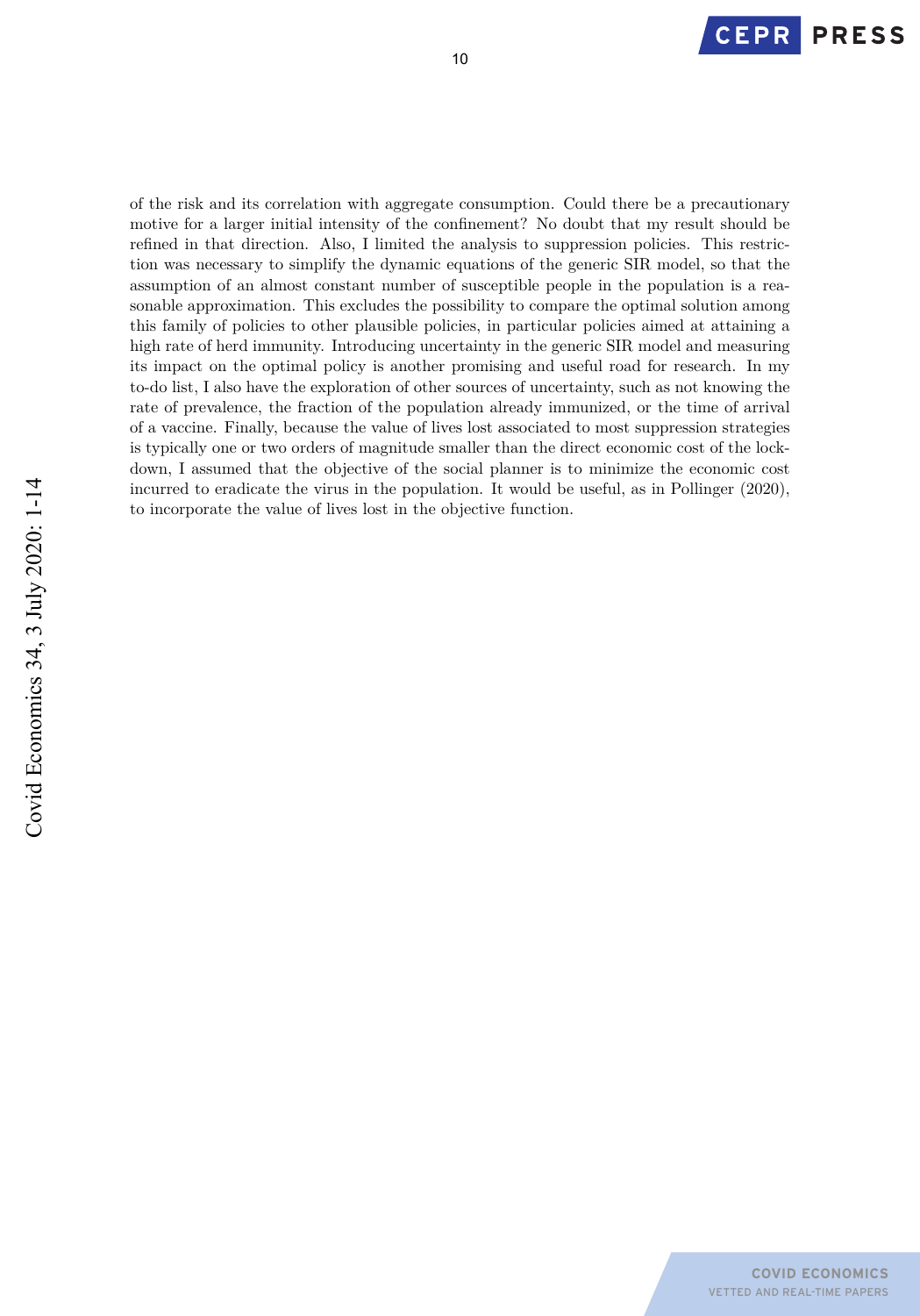of the risk and its correlation with aggregate consumption. Could there be a precautionary motive for a larger initial intensity of the confinement? No doubt that my result should be refined in that direction. Also, I limited the analysis to suppression policies. This restriction was necessary to simplify the dynamic equations of the generic SIR model, so that the assumption of an almost constant number of susceptible people in the population is a reasonable approximation. This excludes the possibility to compare the optimal solution among this family of policies to other plausible policies, in particular policies aimed at attaining a high rate of herd immunity. Introducing uncertainty in the generic SIR model and measuring its impact on the optimal policy is another promising and useful road for research. In my to-do list, I also have the exploration of other sources of uncertainty, such as not knowing the rate of prevalence, the fraction of the population already immunized, or the time of arrival of a vaccine. Finally, because the value of lives lost associated to most suppression strategies is typically one or two orders of magnitude smaller than the direct economic cost of the lockdown, I assumed that the objective of the social planner is to minimize the economic cost incurred to eradicate the virus in the population. It would be useful, as in Pollinger (2020), to incorporate the value of lives lost in the objective function.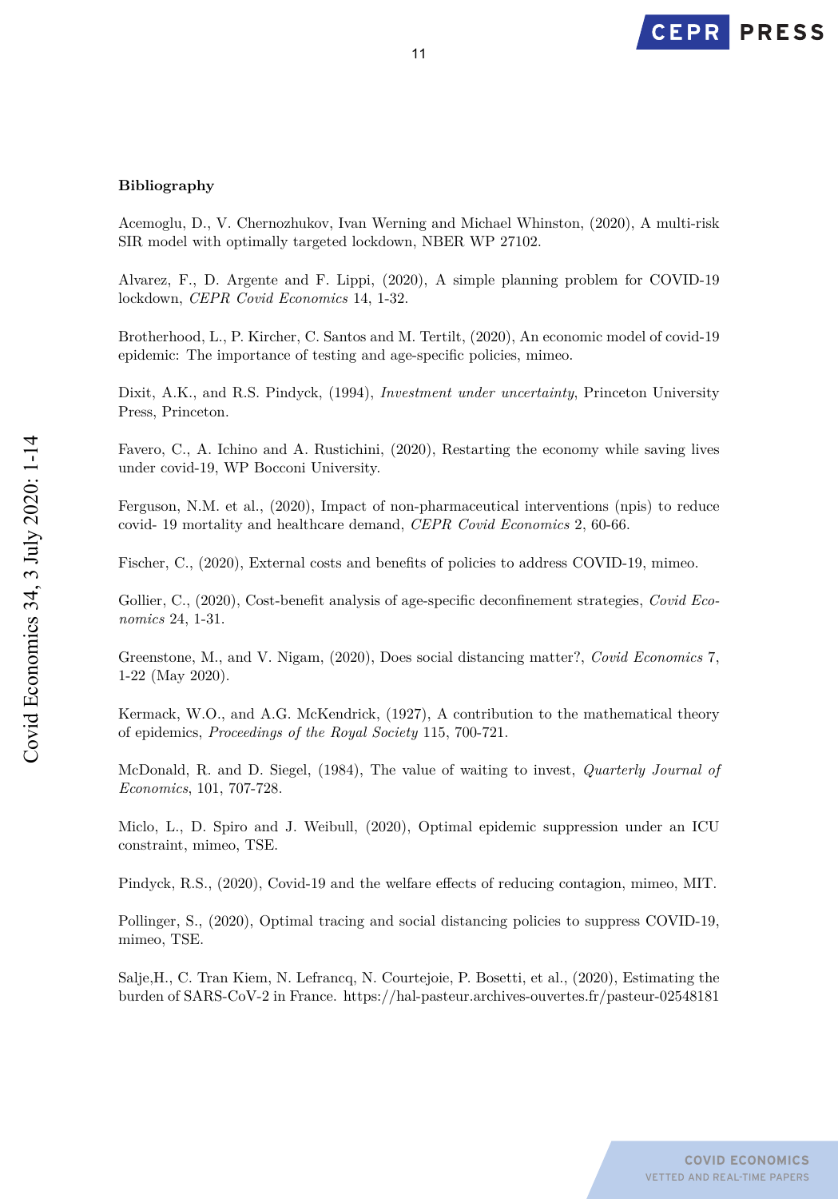**Bibliography**

Acemoglu, D., V. Chernozhukov, Ivan Werning and Michael Whinston, (2020), A multi-risk SIR model with optimally targeted lockdown, NBER WP 27102.

Alvarez, F., D. Argente and F. Lippi, (2020), A simple planning problem for COVID-19 lockdown, *CEPR Covid Economics* 14, 1-32.

Brotherhood, L., P. Kircher, C. Santos and M. Tertilt, (2020), An economic model of covid-19 epidemic: The importance of testing and age-specific policies, mimeo.

Dixit, A.K., and R.S. Pindyck, (1994), *Investment under uncertainty*, Princeton University Press, Princeton.

Favero, C., A. Ichino and A. Rustichini, (2020), Restarting the economy while saving lives under covid-19, WP Bocconi University.

Ferguson, N.M. et al., (2020), Impact of non-pharmaceutical interventions (npis) to reduce covid- 19 mortality and healthcare demand, *CEPR Covid Economics* 2, 60-66.

Fischer, C., (2020), External costs and benefits of policies to address COVID-19, mimeo.

Gollier, C., (2020), Cost-benefit analysis of age-specific deconfinement strategies, *Covid Economics* 24, 1-31.

Greenstone, M., and V. Nigam, (2020), Does social distancing matter?, *Covid Economics* 7, 1-22 (May 2020).

Kermack, W.O., and A.G. McKendrick, (1927), A contribution to the mathematical theory of epidemics, *Proceedings of the Royal Society* 115, 700-721.

McDonald, R. and D. Siegel, (1984), The value of waiting to invest, *Quarterly Journal of Economics*, 101, 707-728.

Miclo, L., D. Spiro and J. Weibull, (2020), Optimal epidemic suppression under an ICU constraint, mimeo, TSE.

Pindyck, R.S., (2020), Covid-19 and the welfare effects of reducing contagion, mimeo, MIT.

Pollinger, S., (2020), Optimal tracing and social distancing policies to suppress COVID-19, mimeo, TSE.

Salje,H., C. Tran Kiem, N. Lefrancq, N. Courtejoie, P. Bosetti, et al., (2020), Estimating the burden of SARS-CoV-2 in France. https://hal-pasteur.archives-ouvertes.fr/pasteur-02548181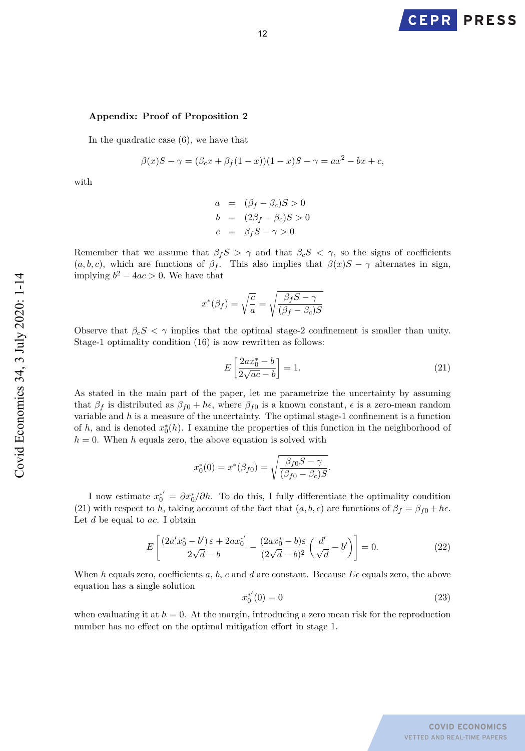**Appendix: Proof of Proposition 2**

In the quadratic case (6), we have that

$$\beta(x)S - \gamma = (\beta_c x + \beta_f(1-x))(1-x)S - \gamma = ax^2 - bx + c,$$

with

$$\begin{aligned} a &= (\beta_f - \beta_c)S > 0 \\ b &= (2\beta_f - \beta_c)S > 0 \\ c &= \beta_f S - \gamma > 0 \end{aligned}$$

Remember that we assume that $\beta_f S > \gamma$ and that $\beta_c S < \gamma$, so the signs of coefficients $(a, b, c)$, which are functions of $\beta_f$. This also implies that $\beta(x)S - \gamma$ alternates in sign, implying $b^2 - 4ac > 0$. We have that

$$x^*(\beta_f) = \sqrt{\frac{c}{a}} = \sqrt{\frac{\beta_f S - \gamma}{(\beta_f - \beta_c)S}}$$

Observe that $\beta_c S < \gamma$ implies that the optimal stage-2 confinement is smaller than unity. Stage-1 optimality condition (16) is now rewritten as follows:

$$E\left[\frac{2ax_0^* - b}{2\sqrt{ac} - b}\right] = 1. \tag{21}$$

As stated in the main part of the paper, let me parametrize the uncertainty by assuming that $\beta_f$ is distributed as $\beta_{f0} + h\epsilon$, where $\beta_{f0}$ is a known constant, $\epsilon$ is a zero-mean random variable and $h$ is a measure of the uncertainty. The optimal stage-1 confinement is a function of $h$, and is denoted $x_0^*(h)$. I examine the properties of this function in the neighborhood of $h = 0$. When $h$ equals zero, the above equation is solved with

$$x_0^*(0) = x^*(\beta_{f0}) = \sqrt{\frac{\beta_{f0} S - \gamma}{(\beta_{f0} - \beta_c)S}}.$$

I now estimate $x_0^{*'} = \partial x_0^* / \partial h$. To do this, I fully differentiate the optimality condition (21) with respect to $h$, taking account of the fact that $(a, b, c)$ are functions of $\beta_f = \beta_{f0} + h\epsilon$. Let $d$ be equal to $ac$. I obtain

$$E\left[\frac{(2a' x_0^* - b')\,\varepsilon + 2a x_0^{*'}}{2\sqrt{d} - b} - \frac{(2ax_0^* - b)\varepsilon}{(2\sqrt{d} - b)^2}\left(\frac{d'}{\sqrt{d}} - b'\right)\right] = 0. \tag{22}$$

When $h$ equals zero, coefficients $a$, $b$, $c$ and $d$ are constant. Because $E\epsilon$ equals zero, the above equation has a single solution

$$x_0^{*'}(0) = 0 \tag{23}$$

when evaluating it at $h = 0$. At the margin, introducing a zero mean risk for the reproduction number has no effect on the optimal mitigation effort in stage 1.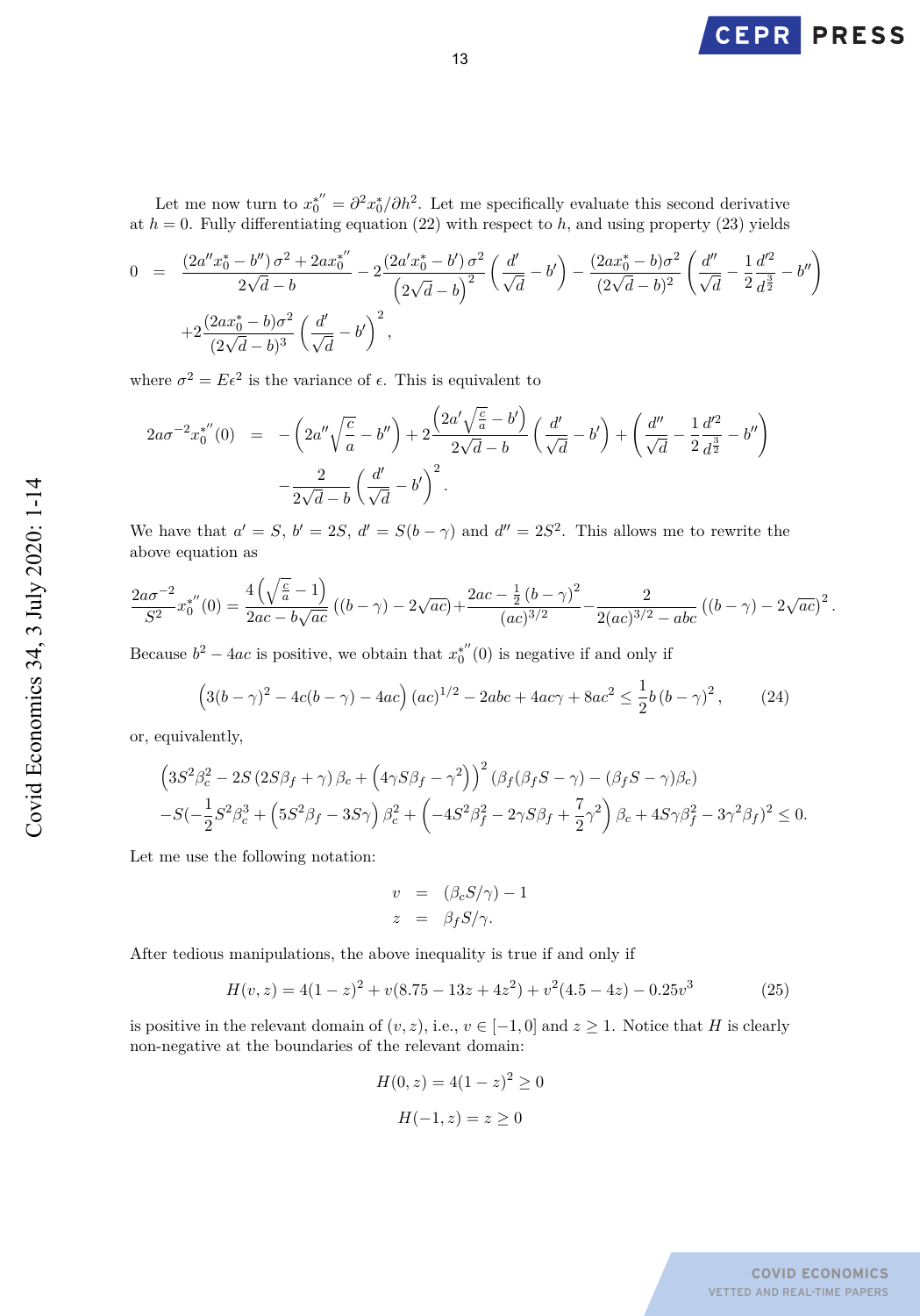Let me now turn to $x_0^{*''} = \partial^2 x_0^* / \partial h^2$. Let me specifically evaluate this second derivative at $h = 0$. Fully differentiating equation (22) with respect to $h$, and using property (23) yields

$$
\begin{aligned}
0 &= \frac{(2a'' x_0^* - b'')\,\sigma^2 + 2a x_0^{*''}}{2\sqrt{d} - b} - 2\frac{(2a' x_0^* - b')\,\sigma^2}{\left(2\sqrt{d} - b\right)^2}\left(\frac{d'}{\sqrt{d}} - b'\right) - \frac{(2a x_0^* - b)\sigma^2}{(2\sqrt{d} - b)^2}\left(\frac{d''}{\sqrt{d}} - \frac{1}{2}\frac{d'^2}{d^{\frac{3}{2}}} - b''\right) \\
&\quad + 2\frac{(2a x_0^* - b)\sigma^2}{(2\sqrt{d} - b)^3}\left(\frac{d'}{\sqrt{d}} - b'\right)^2,
\end{aligned}
$$

where $\sigma^2 = E\epsilon^2$ is the variance of $\epsilon$. This is equivalent to

$$
\begin{aligned}
2a\sigma^{-2} x_0^{*''}(0) &= -\left(2a''\sqrt{\frac{c}{a}} - b''\right) + 2\frac{\left(2a'\sqrt{\frac{c}{a}} - b'\right)}{2\sqrt{d} - b}\left(\frac{d'}{\sqrt{d}} - b'\right) + \left(\frac{d''}{\sqrt{d}} - \frac{1}{2}\frac{d'^2}{d^{\frac{3}{2}}} - b''\right) \\
&\quad - \frac{2}{2\sqrt{d} - b}\left(\frac{d'}{\sqrt{d}} - b'\right)^2.
\end{aligned}
$$

We have that $a' = S$, $b' = 2S$, $d' = S(b - \gamma)$ and $d'' = 2S^2$. This allows me to rewrite the above equation as

$$
\frac{2a\sigma^{-2}}{S^2} x_0^{*''}(0) = \frac{4\left(\sqrt{\frac{c}{a}} - 1\right)}{2ac - b\sqrt{ac}}\left((b - \gamma) - 2\sqrt{ac}\right) + \frac{2ac - \frac{1}{2}(b - \gamma)^2}{(ac)^{3/2}} - \frac{2}{2(ac)^{3/2} - abc}\left((b - \gamma) - 2\sqrt{ac}\right)^2.
$$

Because $b^2 - 4ac$ is positive, we obtain that $x_0^{*''}(0)$ is negative if and only if

$$
\left(3(b - \gamma)^2 - 4c(b - \gamma) - 4ac\right)(ac)^{1/2} - 2abc + 4ac\gamma + 8ac^2 \le \frac{1}{2} b\,(b - \gamma)^2, \tag{24}
$$

or, equivalently,

$$
\begin{aligned}
&\left(3S^2\beta_c^2 - 2S\left(2S\beta_f + \gamma\right)\beta_c + \left(4\gamma S\beta_f - \gamma^2\right)\right)^2 \left(\beta_f(\beta_f S - \gamma) - (\beta_f S - \gamma)\beta_c\right) \\
&- S\left(-\frac{1}{2}S^2\beta_c^3 + \left(5S^2\beta_f - 3S\gamma\right)\beta_c^2 + \left(-4S^2\beta_f^2 - 2\gamma S\beta_f + \frac{7}{2}\gamma^2\right)\beta_c + 4S\gamma\beta_f^2 - 3\gamma^2\beta_f\right)^2 \le 0.
\end{aligned}
$$

Let me use the following notation:

$$
\begin{aligned}
v &= (\beta_c S/\gamma) - 1 \\
z &= \beta_f S/\gamma.
\end{aligned}
$$

After tedious manipulations, the above inequality is true if and only if

$$
H(v, z) = 4(1 - z)^2 + v(8.75 - 13z + 4z^2) + v^2(4.5 - 4z) - 0.25v^3 \tag{25}
$$

is positive in the relevant domain of $(v, z)$, i.e., $v \in [-1, 0]$ and $z \ge 1$. Notice that $H$ is clearly non-negative at the boundaries of the relevant domain:

$$
H(0, z) = 4(1 - z)^2 \ge 0
$$

$$
H(-1, z) = z \ge 0
$$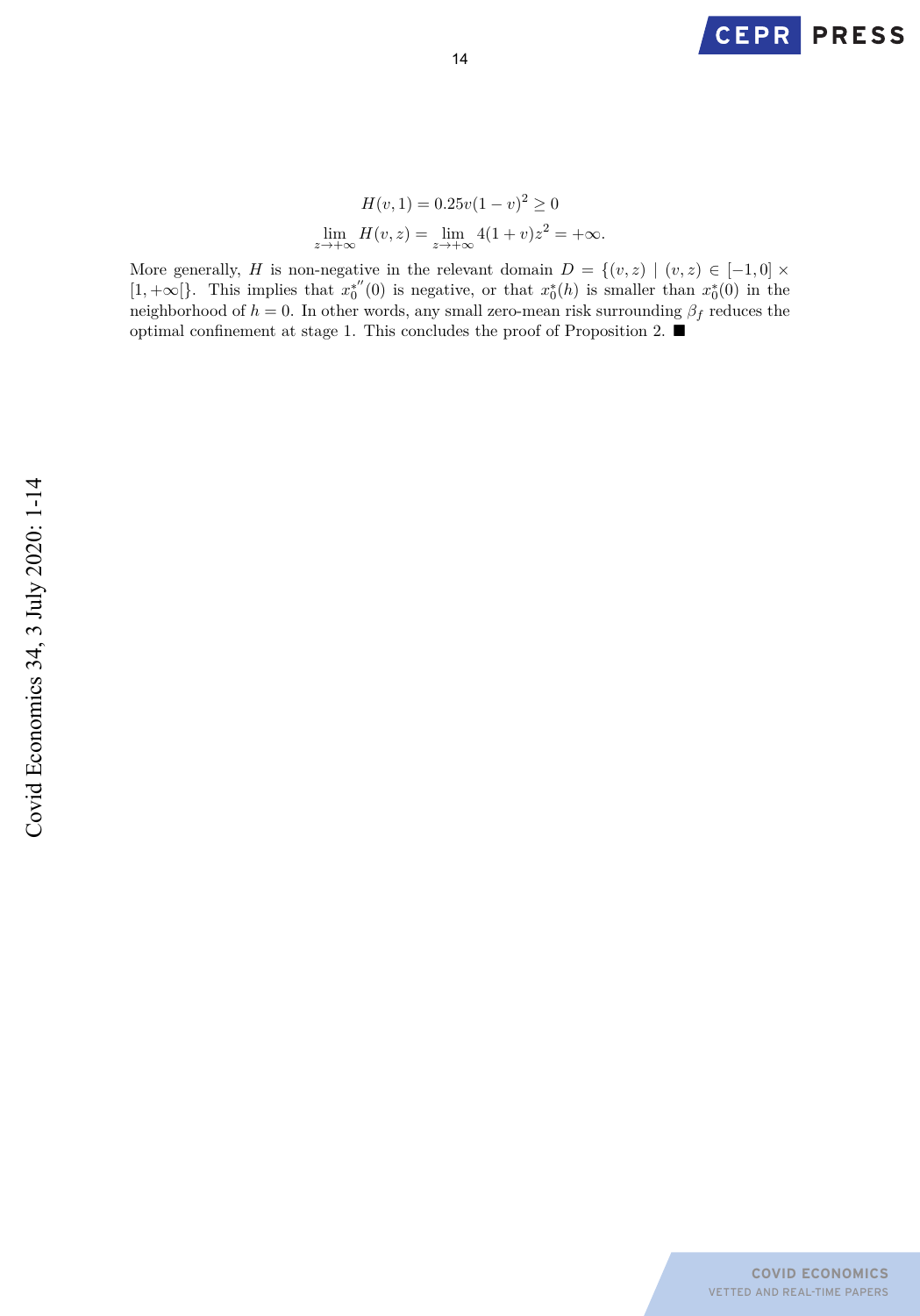$$H(v,1) = 0.25v(1-v)^2 \geq 0$$

$$\lim_{z\to+\infty} H(v,z) = \lim_{z\to+\infty} 4(1+v)z^2 = +\infty.$$

More generally, $H$ is non-negative in the relevant domain $D = \{(v,z) \mid (v,z) \in [-1,0] \times [1,+\infty[\}$. This implies that $x_0^{*''}(0)$ is negative, or that $x_0^*(h)$ is smaller than $x_0^*(0)$ in the neighborhood of $h = 0$. In other words, any small zero-mean risk surrounding $\beta_f$ reduces the optimal confinement at stage 1. This concludes the proof of Proposition 2. ■